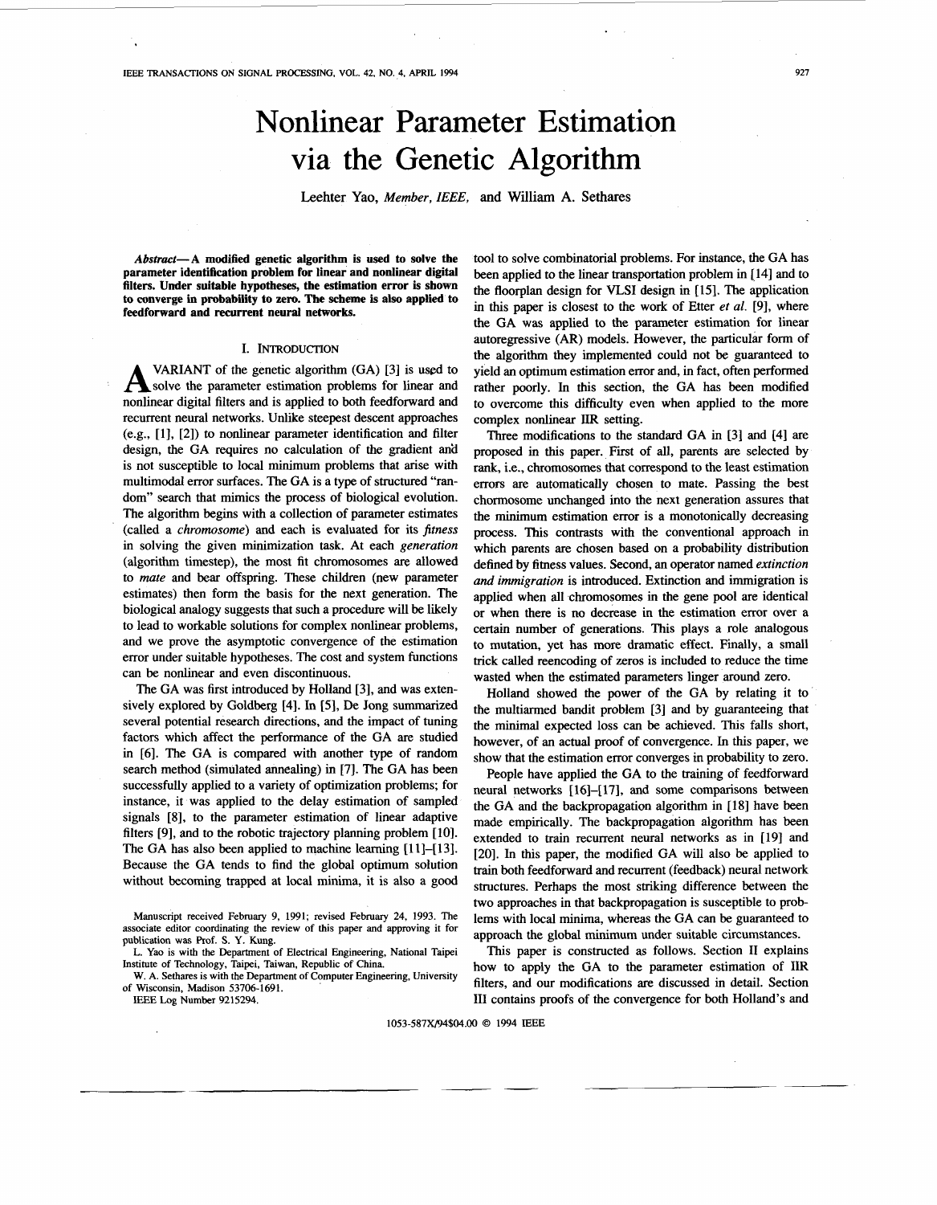# Nonlinear Parameter Estimation via the Genetic Algorithm

Leehter Yao, *Member, IEEE,* and William A. Sethares

***Abstract*— A modified genetic algorithm is used to solve the parameter identification problem for linear and nonlinear digital filters. Under suitable hypotheses, the estimation error is shown to converge in probability to zero. The scheme is also applied to feedforward and recurrent neural networks.**

## I. Introduction

A VARIANT of the genetic algorithm (GA) [3] is used to solve the parameter estimation problems for linear and nonlinear digital filters and is applied to both feedforward and recurrent neural networks. Unlike steepest descent approaches (e.g., [1], [2]) to nonlinear parameter identification and filter design, the GA requires no calculation of the gradient and is not susceptible to local minimum problems that arise with multimodal error surfaces. The GA is a type of structured "random" search that mimics the process of biological evolution. The algorithm begins with a collection of parameter estimates (called a *chromosome*) and each is evaluated for its *fitness* in solving the given minimization task. At each *generation* (algorithm timestep), the most fit chromosomes are allowed to *mate* and bear offspring. These children (new parameter estimates) then form the basis for the next generation. The biological analogy suggests that such a procedure will be likely to lead to workable solutions for complex nonlinear problems, and we prove the asymptotic convergence of the estimation error under suitable hypotheses. The cost and system functions can be nonlinear and even discontinuous.

The GA was first introduced by Holland [3], and was extensively explored by Goldberg [4]. In [5], De Jong summarized several potential research directions, and the impact of tuning factors which affect the performance of the GA are studied in [6]. The GA is compared with another type of random search method (simulated annealing) in [7]. The GA has been successfully applied to a variety of optimization problems; for instance, it was applied to the delay estimation of sampled signals [8], to the parameter estimation of linear adaptive filters [9], and to the robotic trajectory planning problem [10]. The GA has also been applied to machine learning [11]–[13]. Because the GA tends to find the global optimum solution without becoming trapped at local minima, it is also a good tool to solve combinatorial problems. For instance, the GA has been applied to the linear transportation problem in [14] and to the floorplan design for VLSI design in [15]. The application in this paper is closest to the work of Etter *et al.* [9], where the GA was applied to the parameter estimation for linear autoregressive (AR) models. However, the particular form of the algorithm they implemented could not be guaranteed to yield an optimum estimation error and, in fact, often performed rather poorly. In this section, the GA has been modified to overcome this difficulty even when applied to the more complex nonlinear IIR setting.

Three modifications to the standard GA in [3] and [4] are proposed in this paper. First of all, parents are selected by rank, i.e., chromosomes that correspond to the least estimation errors are automatically chosen to mate. Passing the best chromosome unchanged into the next generation assures that the minimum estimation error is a monotonically decreasing process. This contrasts with the conventional approach in which parents are chosen based on a probability distribution defined by fitness values. Second, an operator named *extinction and immigration* is introduced. Extinction and immigration is applied when all chromosomes in the gene pool are identical or when there is no decrease in the estimation error over a certain number of generations. This plays a role analogous to mutation, yet has more dramatic effect. Finally, a small trick called reencoding of zeros is included to reduce the time wasted when the estimated parameters linger around zero.

Holland showed the power of the GA by relating it to the multiarmed bandit problem [3] and by guaranteeing that the minimal expected loss can be achieved. This falls short, however, of an actual proof of convergence. In this paper, we show that the estimation error converges in probability to zero.

People have applied the GA to the training of feedforward neural networks [16]–[17], and some comparisons between the GA and the backpropagation algorithm in [18] have been made empirically. The backpropagation algorithm has been extended to train recurrent neural networks as in [19] and [20]. In this paper, the modified GA will also be applied to train both feedforward and recurrent (feedback) neural network structures. Perhaps the most striking difference between the two approaches in that backpropagation is susceptible to problems with local minima, whereas the GA can be guaranteed to approach the global minimum under suitable circumstances.

This paper is constructed as follows. Section II explains how to apply the GA to the parameter estimation of IIR filters, and our modifications are discussed in detail. Section III contains proofs of the convergence for both Holland's and

Manuscript received February 9, 1991; revised February 24, 1993. The associate editor coordinating the review of this paper and approving it for publication was Prof. S. Y. Kung.

L. Yao is with the Department of Electrical Engineering, National Taipei Institute of Technology, Taipei, Taiwan, Republic of China.

W. A. Sethares is with the Department of Computer Engineering, University of Wisconsin, Madison 53706-1691.

IEEE Log Number 9215294.

1053-587X/94$04.00 © 1994 IEEE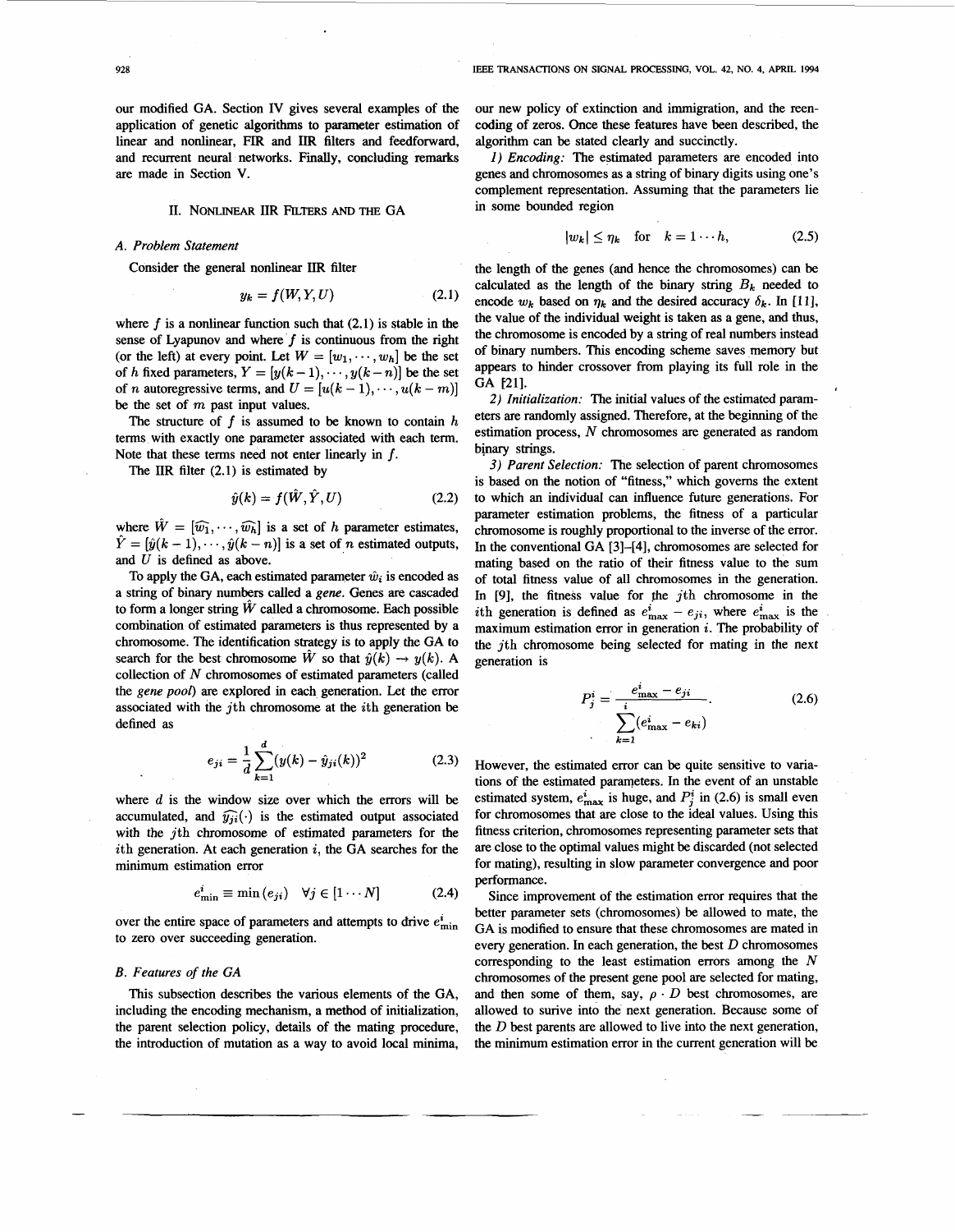our modified GA. Section IV gives several examples of the application of genetic algorithms to parameter estimation of linear and nonlinear, FIR and IIR filters and feedforward, and recurrent neural networks. Finally, concluding remarks are made in Section V.

## II. Nonlinear IIR Filters and the GA

### A. Problem Statement

Consider the general nonlinear IIR filter

$$y_k = f(W, Y, U) \tag{2.1}$$

where $f$ is a nonlinear function such that (2.1) is stable in the sense of Lyapunov and where $f$ is continuous from the right (or the left) at every point. Let $W = [w_1, \cdots, w_h]$ be the set of $h$ fixed parameters, $Y = [y(k-1), \cdots, y(k-n)]$ be the set of $n$ autoregressive terms, and $U = [u(k-1), \cdots, u(k-m)]$ be the set of $m$ past input values.

The structure of $f$ is assumed to be known to contain $h$ terms with exactly one parameter associated with each term. Note that these terms need not enter linearly in $f$.

The IIR filter (2.1) is estimated by

$$\hat{y}(k) = f(\hat{W}, \hat{Y}, U) \tag{2.2}$$

where $\hat{W} = [\widehat{w_1}, \cdots, \widehat{w_h}]$ is a set of $h$ parameter estimates, $\hat{Y} = [\hat{y}(k-1), \cdots, \hat{y}(k-n)]$ is a set of $n$ estimated outputs, and $U$ is defined as above.

To apply the GA, each estimated parameter $\hat{w}_i$ is encoded as a string of binary numbers called a *gene*. Genes are cascaded to form a longer string $\hat{W}$ called a chromosome. Each possible combination of estimated parameters is thus represented by a chromosome. The identification strategy is to apply the GA to search for the best chromosome $\hat{W}$ so that $\hat{y}(k) \rightarrow y(k)$. A collection of $N$ chromosomes of estimated parameters (called the *gene pool*) are explored in each generation. Let the error associated with the $j$th chromosome at the $i$th generation be defined as

$$e_{ji} = \frac{1}{d} \sum_{k=1}^{d} (y(k) - \hat{y}_{ji}(k))^2 \tag{2.3}$$

where $d$ is the window size over which the errors will be accumulated, and $\widehat{y_{ji}}(\cdot)$ is the estimated output associated with the $j$th chromosome of estimated parameters for the $i$th generation. At each generation $i$, the GA searches for the minimum estimation error

$$e^i_{\min} \equiv \min(e_{ji}) \quad \forall j \in [1 \cdots N] \tag{2.4}$$

over the entire space of parameters and attempts to drive $e^i_{\min}$ to zero over succeeding generation.

### B. Features of the GA

This subsection describes the various elements of the GA, including the encoding mechanism, a method of initialization, the parent selection policy, details of the mating procedure, the introduction of mutation as a way to avoid local minima, our new policy of extinction and immigration, and the reencoding of zeros. Once these features have been described, the algorithm can be stated clearly and succinctly.

*1) Encoding:* The estimated parameters are encoded into genes and chromosomes as a string of binary digits using one's complement representation. Assuming that the parameters lie in some bounded region

$$|w_k| \leq \eta_k \quad \text{for} \quad k = 1 \cdots h, \tag{2.5}$$

the length of the genes (and hence the chromosomes) can be calculated as the length of the binary string $B_k$ needed to encode $w_k$ based on $\eta_k$ and the desired accuracy $\delta_k$. In [11], the value of the individual weight is taken as a gene, and thus, the chromosome is encoded by a string of real numbers instead of binary numbers. This encoding scheme saves memory but appears to hinder crossover from playing its full role in the GA [21].

*2) Initialization:* The initial values of the estimated parameters are randomly assigned. Therefore, at the beginning of the estimation process, $N$ chromosomes are generated as random binary strings.

*3) Parent Selection:* The selection of parent chromosomes is based on the notion of "fitness," which governs the extent to which an individual can influence future generations. For parameter estimation problems, the fitness of a particular chromosome is roughly proportional to the inverse of the error. In the conventional GA [3]–[4], chromosomes are selected for mating based on the ratio of their fitness value to the sum of total fitness value of all chromosomes in the generation. In [9], the fitness value for the $j$th chromosome in the $i$th generation is defined as $e^i_{\max} - e_{ji}$, where $e^i_{\max}$ is the maximum estimation error in generation $i$. The probability of the $j$th chromosome being selected for mating in the next generation is

$$P^i_j = \frac{e^i_{\max} - e_{ji}}{\sum\limits_{k=1}^{i} (e^i_{\max} - e_{ki})}. \tag{2.6}$$

However, the estimated error can be quite sensitive to variations of the estimated parameters. In the event of an unstable estimated system, $e^i_{\max}$ is huge, and $P^i_j$ in (2.6) is small even for chromosomes that are close to the ideal values. Using this fitness criterion, chromosomes representing parameter sets that are close to the optimal values might be discarded (not selected for mating), resulting in slow parameter convergence and poor performance.

Since improvement of the estimation error requires that the better parameter sets (chromosomes) be allowed to mate, the GA is modified to ensure that these chromosomes are mated in every generation. In each generation, the best $D$ chromosomes corresponding to the least estimation errors among the $N$ chromosomes of the present gene pool are selected for mating, and then some of them, say, $\rho \cdot D$ best chromosomes, are allowed to surive into the next generation. Because some of the $D$ best parents are allowed to live into the next generation, the minimum estimation error in the current generation will be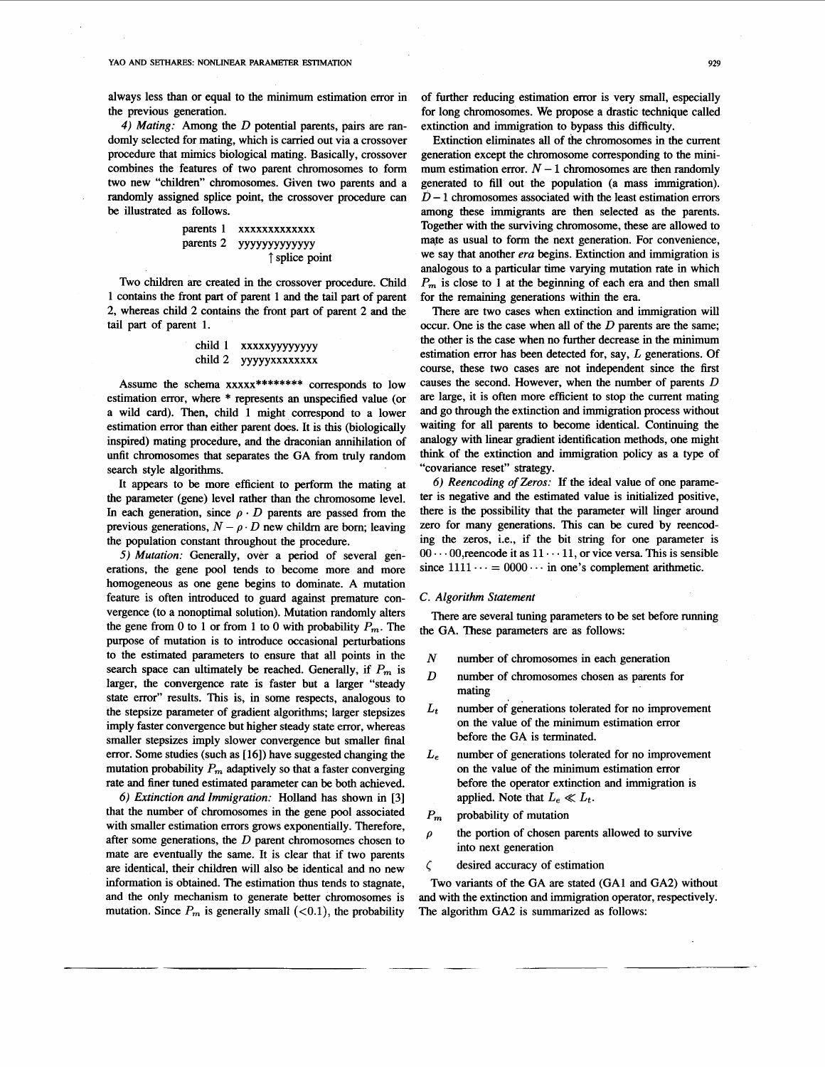always less than or equal to the minimum estimation error in the previous generation.

*4) Mating:* Among the $D$ potential parents, pairs are randomly selected for mating, which is carried out via a crossover procedure that mimics biological mating. Basically, crossover combines the features of two parent chromosomes to form two new "children" chromosomes. Given two parents and a randomly assigned splice point, the crossover procedure can be illustrated as follows.

```
parents 1   xxxxxxxxxxxxx
parents 2   yyyyyyyyyyyyy
                 ↑ splice point
```

Two children are created in the crossover procedure. Child 1 contains the front part of parent 1 and the tail part of parent 2, whereas child 2 contains the front part of parent 2 and the tail part of parent 1.

```
child 1   xxxxxyyyyyyyy
child 2   yyyyyxxxxxxxx
```

Assume the schema xxxxx******** corresponds to low estimation error, where * represents an unspecified value (or a wild card). Then, child 1 might correspond to a lower estimation error than either parent does. It is this (biologically inspired) mating procedure, and the draconian annihilation of unfit chromosomes that separates the GA from truly random search style algorithms.

It appears to be more efficient to perform the mating at the parameter (gene) level rather than the chromosome level. In each generation, since $\rho \cdot D$ parents are passed from the previous generations, $N - \rho \cdot D$ new childrn are born; leaving the population constant throughout the procedure.

*5) Mutation:* Generally, over a period of several generations, the gene pool tends to become more and more homogeneous as one gene begins to dominate. A mutation feature is often introduced to guard against premature convergence (to a nonoptimal solution). Mutation randomly alters the gene from 0 to 1 or from 1 to 0 with probability $P_m$. The purpose of mutation is to introduce occasional perturbations to the estimated parameters to ensure that all points in the search space can ultimately be reached. Generally, if $P_m$ is larger, the convergence rate is faster but a larger "steady state error" results. This is, in some respects, analogous to the stepsize parameter of gradient algorithms; larger stepsizes imply faster convergence but higher steady state error, whereas smaller stepsizes imply slower convergence but smaller final error. Some studies (such as [16]) have suggested changing the mutation probability $P_m$ adaptively so that a faster converging rate and finer tuned estimated parameter can be both achieved.

*6) Extinction and Immigration:* Holland has shown in [3] that the number of chromosomes in the gene pool associated with smaller estimation errors grows exponentially. Therefore, after some generations, the $D$ parent chromosomes chosen to mate are eventually the same. It is clear that if two parents are identical, their children will also be identical and no new information is obtained. The estimation thus tends to stagnate, and the only mechanism to generate better chromosomes is mutation. Since $P_m$ is generally small ($<0.1$), the probability of further reducing estimation error is very small, especially for long chromosomes. We propose a drastic technique called extinction and immigration to bypass this difficulty.

Extinction eliminates all of the chromosomes in the current generation except the chromosome corresponding to the minimum estimation error. $N - 1$ chromosomes are then randomly generated to fill out the population (a mass immigration). $D - 1$ chromosomes associated with the least estimation errors among these immigrants are then selected as the parents. Together with the surviving chromosome, these are allowed to mate as usual to form the next generation. For convenience, we say that another *era* begins. Extinction and immigration is analogous to a particular time varying mutation rate in which $P_m$ is close to 1 at the beginning of each era and then small for the remaining generations within the era.

There are two cases when extinction and immigration will occur. One is the case when all of the $D$ parents are the same; the other is the case when no further decrease in the minimum estimation error has been detected for, say, $L$ generations. Of course, these two cases are not independent since the first causes the second. However, when the number of parents $D$ are large, it is often more efficient to stop the current mating and go through the extinction and immigration process without waiting for all parents to become identical. Continuing the analogy with linear gradient identification methods, one might think of the extinction and immigration policy as a type of "covariance reset" strategy.

*6) Reencoding of Zeros:* If the ideal value of one parameter is negative and the estimated value is initialized positive, there is the possibility that the parameter will linger around zero for many generations. This can be cured by reencoding the zeros, i.e., if the bit string for one parameter is $00 \cdots 00$,reencode it as $11 \cdots 11$, or vice versa. This is sensible since $1111 \cdots = 0000 \cdots$ in one's complement arithmetic.

### C. Algorithm Statement

There are several tuning parameters to be set before running the GA. These parameters are as follows:

- $N$ number of chromosomes in each generation
- $D$ number of chromosomes chosen as parents for mating
- $L_t$ number of generations tolerated for no improvement on the value of the minimum estimation error before the GA is terminated.
- $L_e$ number of generations tolerated for no improvement on the value of the minimum estimation error before the operator extinction and immigration is applied. Note that $L_e \ll L_t$.
- $P_m$ probability of mutation
- $\rho$ the portion of chosen parents allowed to survive into next generation
- $\zeta$ desired accuracy of estimation

Two variants of the GA are stated (GA1 and GA2) without and with the extinction and immigration operator, respectively. The algorithm GA2 is summarized as follows: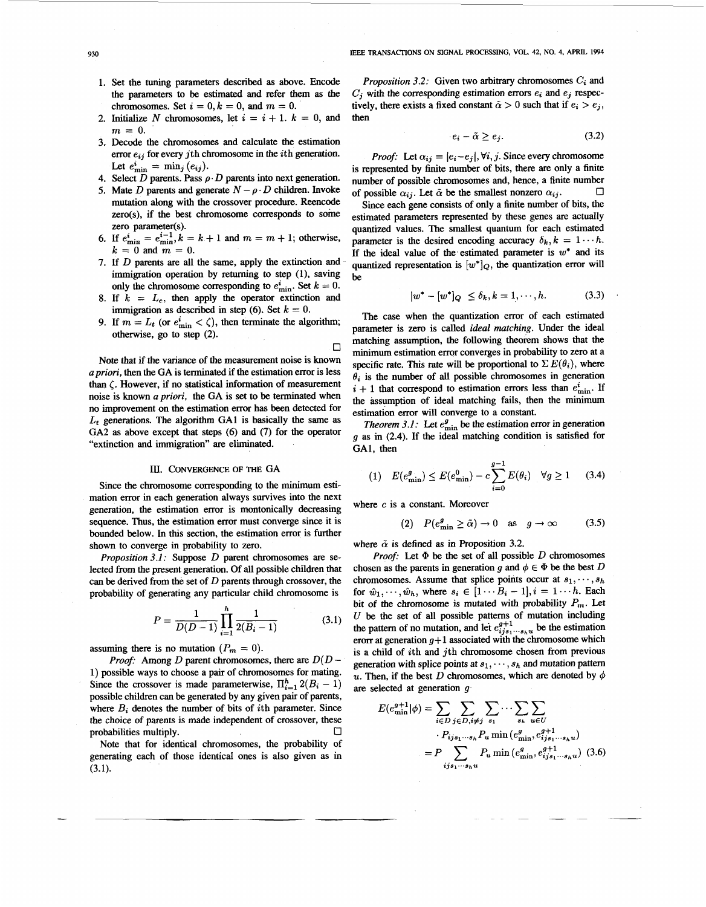1. Set the tuning parameters described as above. Encode the parameters to be estimated and refer them as the chromosomes. Set $i = 0, k = 0$, and $m = 0$.
2. Initialize $N$ chromosomes, let $i = i + 1$. $k = 0$, and $m = 0$.
3. Decode the chromosomes and calculate the estimation error $e_{ij}$ for every $j$th chromosome in the $i$th generation. Let $e^i_{\min} = \min_j (e_{ij})$.
4. Select $D$ parents. Pass $\rho \cdot D$ parents into next generation.
5. Mate $D$ parents and generate $N - \rho \cdot D$ children. Invoke mutation along with the crossover procedure. Reencode zero(s), if the best chromosome corresponds to some zero parameter(s).
6. If $e^i_{\min} = e^{i-1}_{\min}, k = k + 1$ and $m = m + 1$; otherwise, $k = 0$ and $m = 0$.
7. If $D$ parents are all the same, apply the extinction and immigration operation by returning to step (1), saving only the chromosome corresponding to $e^i_{\min}$. Set $k = 0$.
8. If $k = L_e$, then apply the operator extinction and immigration as described in step (6). Set $k = 0$.
9. If $m = L_t$ (or $e^i_{\min} < \zeta$), then terminate the algorithm; otherwise, go to step (2).

□

Note that if the variance of the measurement noise is known *a priori*, then the GA is terminated if the estimation error is less than $\zeta$. However, if no statistical information of measurement noise is known *a priori*, the GA is set to be terminated when no improvement on the estimation error has been detected for $L_t$ generations. The algorithm GA1 is basically the same as GA2 as above except that steps (6) and (7) for the operator "extinction and immigration" are eliminated.

## III. Convergence of the GA

Since the chromosome corresponding to the minimum estimation error in each generation always survives into the next generation, the estimation error is montonically decreasing sequence. Thus, the estimation error must converge since it is bounded below. In this section, the estimation error is further shown to converge in probability to zero.

*Proposition 3.1:* Suppose $D$ parent chromosomes are selected from the present generation. Of all possible children that can be derived from the set of $D$ parents through crossover, the probability of generating any particular child chromosome is

$$P = \frac{1}{D(D-1)} \prod_{i=1}^{h} \frac{1}{2(B_i - 1)} \tag{3.1}$$

assuming there is no mutation ($P_m = 0$).

*Proof:* Among $D$ parent chromosomes, there are $D(D-1)$ possible ways to choose a pair of chromosomes for mating. Since the crossover is made parameterwise, $\Pi_{i=1}^h 2(B_i - 1)$ possible children can be generated by any given pair of parents, where $B_i$ denotes the number of bits of $i$th parameter. Since the choice of parents is made independent of crossover, these probabilities multiply. □

Note that for identical chromosomes, the probability of generating each of those identical ones is also given as in (3.1).

*Proposition 3.2:* Given two arbitrary chromosomes $C_i$ and $C_j$ with the corresponding estimation errors $e_i$ and $e_j$ respectively, there exists a fixed constant $\tilde{\alpha} > 0$ such that if $e_i > e_j$, then

$$e_i - \tilde{\alpha} \geq e_j. \tag{3.2}$$

*Proof:* Let $\alpha_{ij} = |e_i - e_j|, \forall i, j$. Since every chromosome is represented by finite number of bits, there are only a finite number of possible chromosomes and, hence, a finite number of possible $\alpha_{ij}$. Let $\tilde{\alpha}$ be the smallest nonzero $\alpha_{ij}$. □

Since each gene consists of only a finite number of bits, the estimated parameters represented by these genes are actually quantized values. The smallest quantum for each estimated parameter is the desired encoding accuracy $\delta_k, k = 1 \cdots h$. If the ideal value of the estimated parameter is $w^*$ and its quantized representation is $[w^*]_Q$, the quantization error will be

$$|w^* - [w^*]_Q \leq \delta_k, k = 1, \cdots, h. \tag{3.3}$$

The case when the quantization error of each estimated parameter is zero is called *ideal matching*. Under the ideal matching assumption, the following theorem shows that the minimum estimation error converges in probability to zero at a specific rate. This rate will be proportional to $\Sigma E(\theta_i)$, where $\theta_i$ is the number of all possible chromosomes in generation $i + 1$ that correspond to estimation errors less than $e^i_{\min}$. If the assumption of ideal matching fails, then the minimum estimation error will converge to a constant.

*Theorem 3.1:* Let $e^g_{\min}$ be the estimation error in generation $g$ as in (2.4). If the ideal matching condition is satisfied for GA1, then

$$(1) \quad E(e^g_{\min}) \leq E(e^0_{\min}) - c \sum_{i=0}^{g-1} E(\theta_i) \quad \forall g \geq 1 \tag{3.4}$$

where $c$ is a constant. Moreover

$$(2) \quad P(e^g_{\min} \geq \tilde{\alpha}) \to 0 \quad \text{as} \quad g \to \infty \tag{3.5}$$

where $\tilde{\alpha}$ is defined as in Proposition 3.2.

*Proof:* Let $\Phi$ be the set of all possible $D$ chromosomes chosen as the parents in generation $g$ and $\phi \in \Phi$ be the best $D$ chromosomes. Assume that splice points occur at $s_1, \cdots, s_h$ for $\hat{w}_1, \cdots, \hat{w}_h$, where $s_i \in [1 \cdots B_i - 1], i = 1 \cdots h$. Each bit of the chromosome is mutated with probability $P_m$. Let $U$ be the set of all possible patterns of mutation including the pattern of no mutation, and let $e^{g+1}_{ijs_1 \cdots s_h u}$ be the estimation erorr at generation $g+1$ associated with the chromosome which is a child of $i$th and $j$th chromosome chosen from previous generation with splice points at $s_1, \cdots, s_h$ and mutation pattern $u$. Then, if the best $D$ chromosomes, which are denoted by $\phi$ are selected at generation $g$

$$\begin{aligned} E(e^{g+1}_{\min} | \phi) &= \sum_{i \in D} \sum_{j \in D, i \neq j} \sum_{s_1} \cdots \sum_{s_h} \sum_{u \in U} \\ &\quad \cdot P_{ijs_1 \cdots s_h} P_u \min(e^g_{\min}, e^{g+1}_{ijs_1 \cdots s_h u}) \\ &= P \sum_{ijs_1 \cdots s_h u} P_u \min(e^g_{\min}, e^{g+1}_{ijs_1 \cdots s_h u}) \end{aligned} \tag{3.6}$$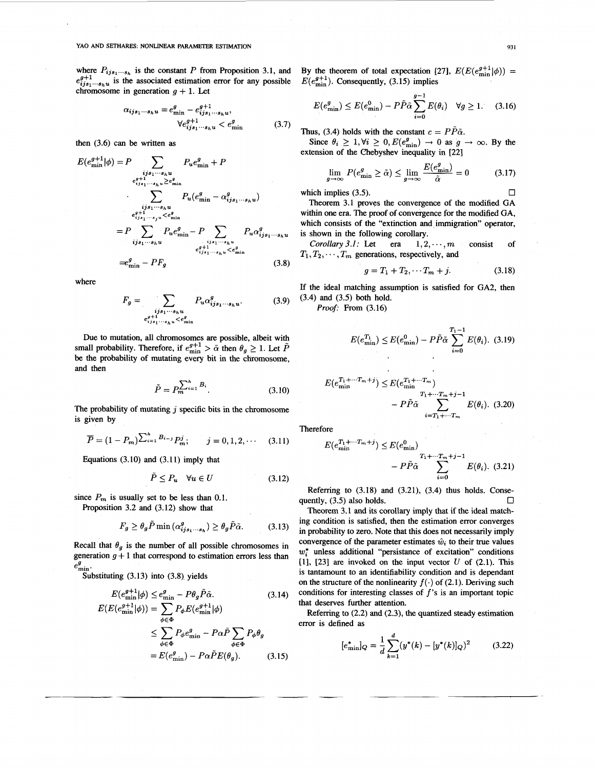where $P_{ijs_1\cdots s_h}$ is the constant $P$ from Proposition 3.1, and $e^{g+1}_{ijs_1\cdots s_h u}$ is the associated estimation error for any possible chromosome in generation $g+1$. Let

$$\alpha_{ijs_1\cdots s_h u} = e^g_{\min} - e^{g+1}_{ijs_1\cdots s_h u}, \quad \forall e^{g+1}_{ijs_1\cdots s_h u} < e^g_{\min} \tag{3.7}$$

then (3.6) can be written as

$$\begin{aligned} E(e^{g+1}_{\min}|\phi) &= P \sum_{\substack{ijs_1\cdots s_h u \\ e^{g+1}_{ijs_1\cdots s_h u} \geq e^g_{\min}}} P_u e^g_{\min} + P \\ &\quad \cdot \sum_{\substack{ijs_1\cdots s_h u \\ e^{g+1}_{ijs_1\cdots s_j u} < e^g_{\min}}} P_u (e^g_{\min} - \alpha^g_{ijs_1\cdots s_h u}) \\ &= P \sum_{ijs_1\cdots s_h u} P_u e^g_{\min} - P \sum_{\substack{ijs_1\cdots s_h u \\ e^{g+1}_{ijs_1\cdots s_h u} < e^g_{\min}}} P_u \alpha^g_{ijs_1\cdots s_h u} \\ &= e^g_{\min} - PF_g \end{aligned} \tag{3.8}$$

where

$$F_g = \sum_{\substack{ijs_1\cdots s_h u \\ e^{g+1}_{ijs_1\cdots s_h u} < e^g_{\min}}} P_u \alpha^g_{ijs_1\cdots s_h u}. \tag{3.9}$$

Due to mutation, all chromosomes are possible, albeit with small probability. Therefore, if $e^{g+1}_{\min} > \tilde{\alpha}$ then $\theta_g \geq 1$. Let $\tilde{P}$ be the probability of mutating every bit in the chromosome, and then

$$\tilde{P} = P_m^{\sum_{i=1}^h B_i}. \tag{3.10}$$

The probability of mutating $j$ specific bits in the chromosome is given by

$$\overline{P} = (1 - P_m)^{\sum_{i=1}^h B_i - j} P_m^j; \qquad j = 0, 1, 2, \cdots \tag{3.11}$$

Equations (3.10) and (3.11) imply that

$$\tilde{P} \leq P_u \quad \forall u \in U \tag{3.12}$$

since $P_m$ is usually set to be less than 0.1.

Proposition 3.2 and (3.12) show that

$$F_g \geq \theta_g \tilde{P} \min(\alpha^g_{ijs_1\cdots s_h}) \geq \theta_g \tilde{P} \tilde{\alpha}. \tag{3.13}$$

Recall that $\theta_g$ is the number of all possible chromosomes in generation $g+1$ that correspond to estimation errors less than $e^g_{\min}$.

Substituting (3.13) into (3.8) yields

$$E(e^{g+1}_{\min}|\phi) \leq e^g_{\min} - P\theta_g \tilde{P} \tilde{\alpha}. \tag{3.14}$$

$$\begin{aligned} E(E(e^{g+1}_{\min}|\phi)) &= \sum_{\phi \in \Phi} P_\phi E(e^{g+1}_{\min}|\phi) \\ &\leq \sum_{\phi \in \Phi} P_\phi e^g_{\min} - P\alpha \tilde{P} \sum_{\phi \in \Phi} P_\phi \theta_g \\ &= E(e^g_{\min}) - P\alpha \tilde{P} E(\theta_g). \end{aligned} \tag{3.15}$$

By the theorem of total expectation [27], $E(E(e^{g+1}_{\min}|\phi)) = E(e^{g+1}_{\min})$. Consequently, (3.15) implies

$$E(e^g_{\min}) \leq E(e^0_{\min}) - P\tilde{P}\tilde{\alpha} \sum_{i=0}^{g-1} E(\theta_i) \quad \forall g \geq 1. \tag{3.16}$$

Thus, (3.4) holds with the constant $c = P\tilde{P}\tilde{\alpha}$.

Since $\theta_i \geq 1, \forall i \geq 0, E(e^g_{\min}) \to 0$ as $g \to \infty$. By the extension of the Chebyshev inequality in [22]

$$\lim_{g \to \infty} P(e^g_{\min} \geq \tilde{\alpha}) \leq \lim_{g \to \infty} \frac{E(e^g_{\min})}{\tilde{\alpha}} = 0 \tag{3.17}$$

which implies (3.5). □

Theorem 3.1 proves the convergence of the modified GA within one era. The proof of convergence for the modified GA, which consists of the "extinction and immigration" operator, is shown in the following corollary.

*Corollary 3.1:* Let era $1, 2, \cdots, m$ consist of $T_1, T_2, \cdots, T_m$ generations, respectively, and

$$g = T_1 + T_2, \cdots T_m + j. \tag{3.18}$$

If the ideal matching assumption is satisfied for GA2, then (3.4) and (3.5) both hold.

*Proof:* From (3.16)

$$E(e^{T_1}_{\min}) \leq E(e^0_{\min}) - P\tilde{P}\tilde{\alpha} \sum_{i=0}^{T_1 - 1} E(\theta_i). \tag{3.19}$$

$$\vdots$$

$$E(e^{T_1 + \cdots T_m + j}_{\min}) \leq E(e^{T_1 + \cdots T_m}_{\min}) - P\tilde{P}\tilde{\alpha} \sum_{i=T_1+\cdots T_m}^{T_1 + \cdots T_m + j - 1} E(\theta_i). \tag{3.20}$$

Therefore

$$E(e^{T_1 + \cdots T_m + j}_{\min}) \leq E(e^0_{\min}) - P\tilde{P}\tilde{\alpha} \sum_{i=0}^{T_1 + \cdots T_m + j - 1} E(\theta_i). \tag{3.21}$$

Referring to (3.18) and (3.21), (3.4) thus holds. Consequently, (3.5) also holds. □

Theorem 3.1 and its corollary imply that if the ideal matching condition is satisfied, then the estimation error converges in probability to zero. Note that this does not necessarily imply convergence of the parameter estimates $\hat{w}_i$ to their true values $w_i^*$ unless additional "persistance of excitation" conditions [1], [23] are invoked on the input vector $U$ of (2.1). This is tantamount to an identifiability condition and is dependant on the structure of the nonlinearity $f(\cdot)$ of (2.1). Deriving such conditions for interesting classes of $f$'s is an important topic that deserves further attention.

Referring to (2.2) and (2.3), the quantized steady estimation error is defined as

$$[e^*_{\min}]_Q = \frac{1}{d} \sum_{k=1}^d (y^*(k) - [y^*(k)]_Q)^2 \tag{3.22}$$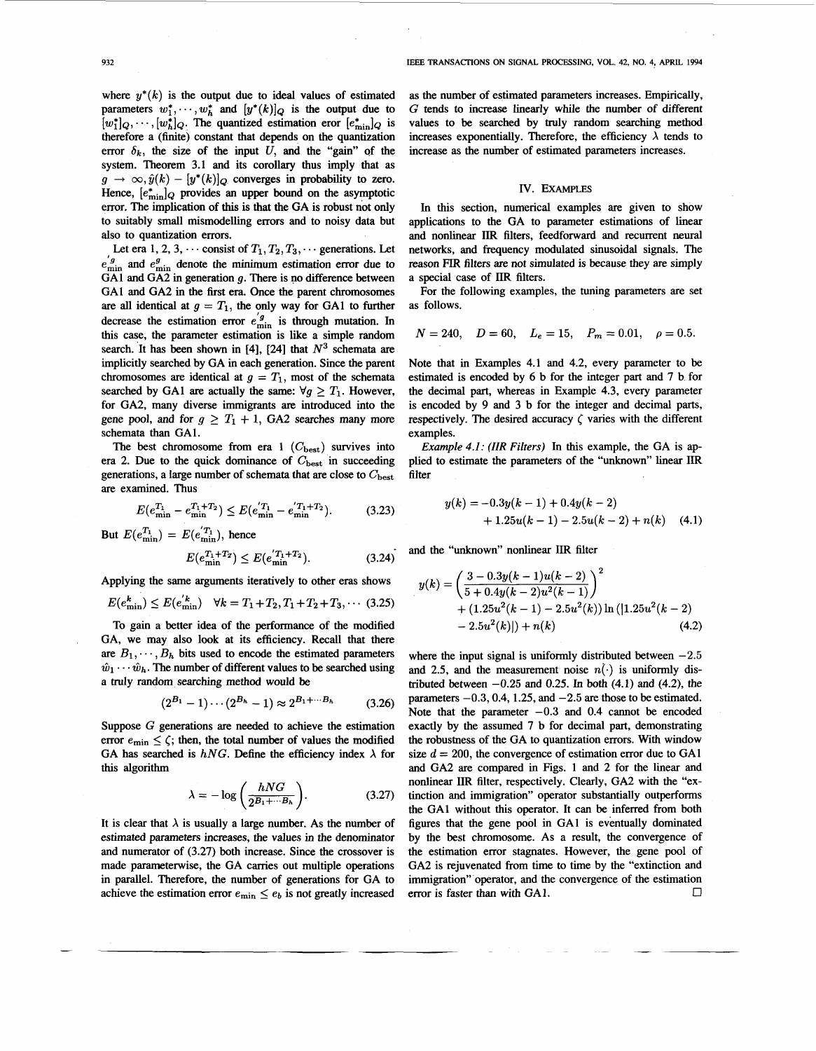where $y^*(k)$ is the output due to ideal values of estimated parameters $w_1^*, \cdots, w_h^*$ and $[y^*(k)]_Q$ is the output due to $[w_1^*]_Q, \cdots, [w_h^*]_Q$. The quantized estimation eror $[e_{\min}^*]_Q$ is therefore a (finite) constant that depends on the quantization error $\delta_k$, the size of the input $U$, and the "gain" of the system. Theorem 3.1 and its corollary thus imply that as $g \to \infty, \hat{y}(k) - [y^*(k)]_Q$ converges in probability to zero. Hence, $[e_{\min}^*]_Q$ provides an upper bound on the asymptotic error. The implication of this is that the GA is robust not only to suitably small mismodelling errors and to noisy data but also to quantization errors.

Let era $1, 2, 3, \cdots$ consist of $T_1, T_2, T_3, \cdots$ generations. Let $e_{\min}^{'g}$ and $e_{\min}^{g}$ denote the minimum estimation error due to GA1 and GA2 in generation $g$. There is no difference between GA1 and GA2 in the first era. Once the parent chromosomes are all identical at $g = T_1$, the only way for GA1 to further decrease the estimation error $e_{\min}^{'g}$ is through mutation. In this case, the parameter estimation is like a simple random search. It has been shown in [4], [24] that $N^3$ schemata are implicitly searched by GA in each generation. Since the parent chromosomes are identical at $g = T_1$, most of the schemata searched by GA1 are actually the same: $\forall g \geq T_1$. However, for GA2, many diverse immigrants are introduced into the gene pool, and for $g \geq T_1 + 1$, GA2 searches many more schemata than GA1.

The best chromosome from era 1 ($C_{\text{best}}$) survives into era 2. Due to the quick dominance of $C_{\text{best}}$ in succeeding generations, a large number of schemata that are close to $C_{\text{best}}$ are examined. Thus

$$E(e_{\min}^{T_1} - e_{\min}^{T_1+T_2}) \leq E(e_{\min}^{'T_1} - e_{\min}^{'T_1+T_2}). \tag{3.23}$$

But $E(e_{\min}^{T_1}) = E(e_{\min}^{'T_1})$, hence

$$E(e_{\min}^{T_1+T_2}) \leq E(e_{\min}^{'T_1+T_2}). \tag{3.24}$$

Applying the same arguments iteratively to other eras shows

$$E(e_{\min}^{k}) \leq E(e_{\min}^{'k}) \quad \forall k = T_1+T_2, T_1+T_2+T_3, \cdots \tag{3.25}$$

To gain a better idea of the performance of the modified GA, we may also look at its efficiency. Recall that there are $B_1, \cdots, B_h$ bits used to encode the estimated parameters $\hat{w}_1 \cdots \hat{w}_h$. The number of different values to be searched using a truly random searching method would be

$$(2^{B_1} - 1) \cdots (2^{B_h} - 1) \approx 2^{B_1 + \cdots B_h} \tag{3.26}$$

Suppose $G$ generations are needed to achieve the estimation error $e_{\min} \leq \zeta$; then, the total number of values the modified GA has searched is $hNG$. Define the efficiency index $\lambda$ for this algorithm

$$\lambda = -\log\left(\frac{hNG}{2^{B_1 + \cdots B_h}}\right). \tag{3.27}$$

It is clear that $\lambda$ is usually a large number. As the number of estimated parameters increases, the values in the denominator and numerator of (3.27) both increase. Since the crossover is made parameterwise, the GA carries out multiple operations in parallel. Therefore, the number of generations for GA to achieve the estimation error $e_{\min} \leq e_b$ is not greatly increased as the number of estimated parameters increases. Empirically, $G$ tends to increase linearly while the number of different values to be searched by truly random searching method increases exponentially. Therefore, the efficiency $\lambda$ tends to increase as the number of estimated parameters increases.

## IV. Examples

In this section, numerical examples are given to show applications to the GA to parameter estimations of linear and nonlinear IIR filters, feedforward and recurrent neural networks, and frequency modulated sinusoidal signals. The reason FIR filters are not simulated is because they are simply a special case of IIR filters.

For the following examples, the tuning parameters are set as follows.

$$N = 240, \quad D = 60, \quad L_e = 15, \quad P_m = 0.01, \quad \rho = 0.5.$$

Note that in Examples 4.1 and 4.2, every parameter to be estimated is encoded by 6 b for the integer part and 7 b for the decimal part, whereas in Example 4.3, every parameter is encoded by 9 and 3 b for the integer and decimal parts, respectively. The desired accuracy $\zeta$ varies with the different examples.

*Example 4.1: (IIR Filters)* In this example, the GA is applied to estimate the parameters of the "unknown" linear IIR filter

$$y(k) = -0.3y(k-1) + 0.4y(k-2) + 1.25u(k-1) - 2.5u(k-2) + n(k) \tag{4.1}$$

and the "unknown" nonlinear IIR filter

$$y(k) = \left(\frac{3 - 0.3y(k-1)u(k-2)}{5 + 0.4y(k-2)u^2(k-1)}\right)^2 + (1.25u^2(k-1) - 2.5u^2(k))\ln(|1.25u^2(k-2) - 2.5u^2(k)|) + n(k) \tag{4.2}$$

where the input signal is uniformly distributed between $-2.5$ and 2.5, and the measurement noise $n(\cdot)$ is uniformly distributed between $-0.25$ and 0.25. In both (4.1) and (4.2), the parameters $-0.3$, 0.4, 1.25, and $-2.5$ are those to be estimated. Note that the parameter $-0.3$ and 0.4 cannot be encoded exactly by the assumed 7 b for decimal part, demonstrating the robustness of the GA to quantization errors. With window size $d = 200$, the convergence of estimation error due to GA1 and GA2 are compared in Figs. 1 and 2 for the linear and nonlinear IIR filter, respectively. Clearly, GA2 with the "extinction and immigration" operator substantially outperforms the GA1 without this operator. It can be inferred from both figures that the gene pool in GA1 is eventually dominated by the best chromosome. As a result, the convergence of the estimation error stagnates. However, the gene pool of GA2 is rejuvenated from time to time by the "extinction and immigration" operator, and the convergence of the estimation error is faster than with GA1. □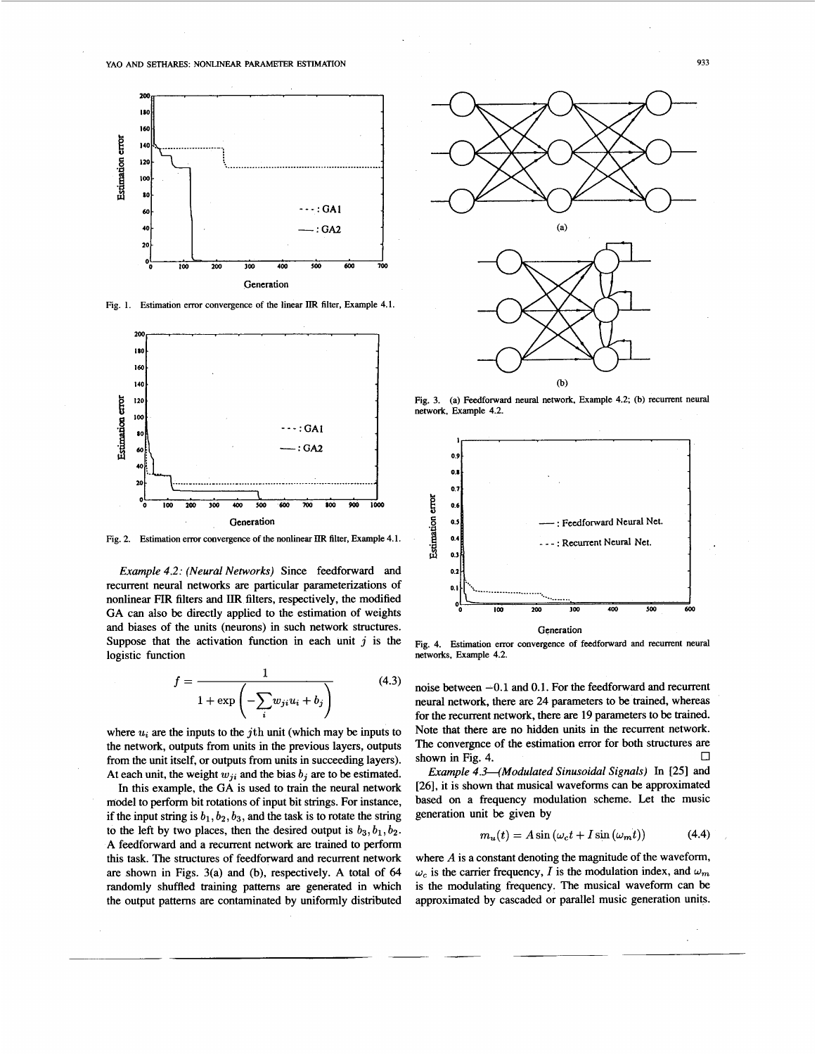Fig. 1. Estimation error convergence of the linear IIR filter, Example 4.1.

Fig. 2. Estimation error convergence of the nonlinear IIR filter, Example 4.1.

*Example 4.2: (Neural Networks)* Since feedforward and recurrent neural networks are particular parameterizations of nonlinear FIR filters and IIR filters, respectively, the modified GA can also be directly applied to the estimation of weights and biases of the units (neurons) in such network structures. Suppose that the activation function in each unit $j$ is the logistic function

$$f = \frac{1}{1 + \exp\left(-\sum_i w_{ji}u_i + b_j\right)} \tag{4.3}$$

where $u_i$ are the inputs to the $j$th unit (which may be inputs to the network, outputs from units in the previous layers, outputs from the unit itself, or outputs from units in succeeding layers). At each unit, the weight $w_{ji}$ and the bias $b_j$ are to be estimated.

In this example, the GA is used to train the neural network model to perform bit rotations of input bit strings. For instance, if the input string is $b_1, b_2, b_3$, and the task is to rotate the string to the left by two places, then the desired output is $b_3, b_1, b_2$. A feedforward and a recurrent network are trained to perform this task. The structures of feedforward and recurrent network are shown in Figs. 3(a) and (b), respectively. A total of 64 randomly shuffled training patterns are generated in which the output patterns are contaminated by uniformly distributed noise between $-0.1$ and $0.1$. For the feedforward and recurrent neural network, there are 24 parameters to be trained, whereas for the recurrent network, there are 19 parameters to be trained. Note that there are no hidden units in the recurrent network. The convergnce of the estimation error for both structures are shown in Fig. 4. □

Fig. 3. (a) Feedforward neural network, Example 4.2; (b) recurrent neural network, Example 4.2.

Fig. 4. Estimation error convergence of feedforward and recurrent neural networks, Example 4.2.

*Example 4.3—(Modulated Sinusoidal Signals)* In [25] and [26], it is shown that musical waveforms can be approximated based on a frequency modulation scheme. Let the music generation unit be given by

$$m_u(t) = A\sin(\omega_c t + I\sin(\omega_m t)) \tag{4.4}$$

where $A$ is a constant denoting the magnitude of the waveform, $\omega_c$ is the carrier frequency, $I$ is the modulation index, and $\omega_m$ is the modulating frequency. The musical waveform can be approximated by cascaded or parallel music generation units.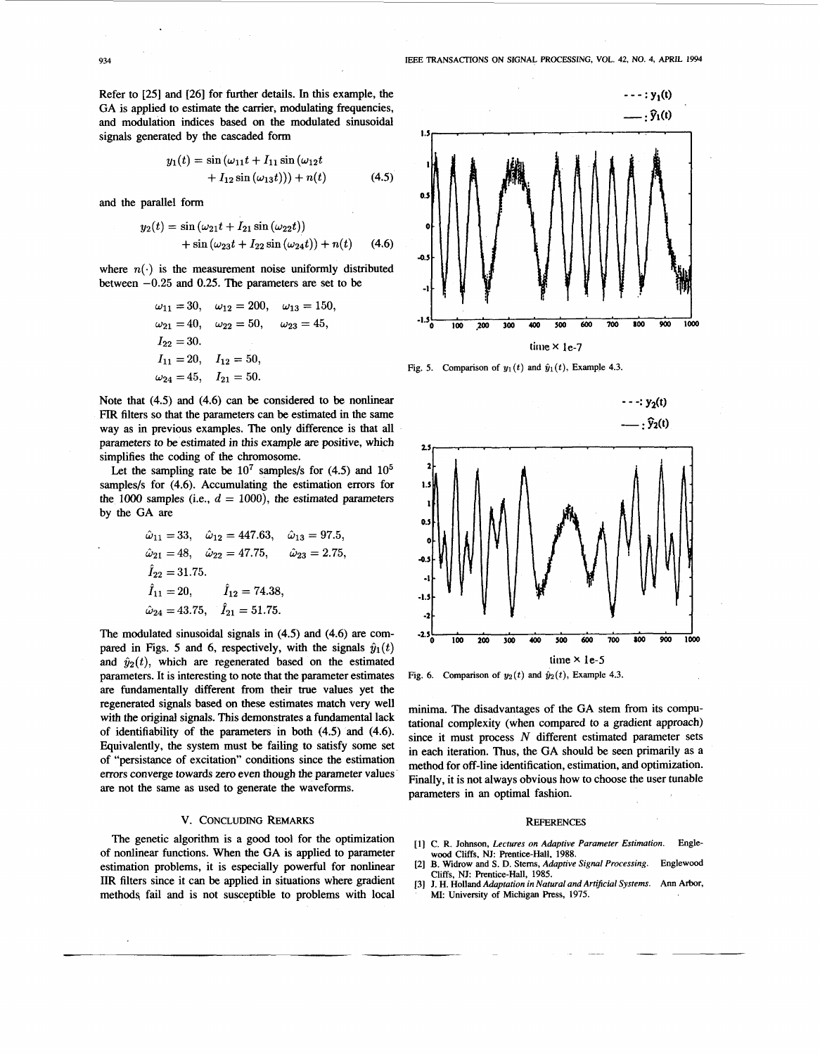Refer to [25] and [26] for further details. In this example, the GA is applied to estimate the carrier, modulating frequencies, and modulation indices based on the modulated sinusoidal signals generated by the cascaded form

$$y_1(t) = \sin(\omega_{11}t + I_{11}\sin(\omega_{12}t + I_{12}\sin(\omega_{13}t))) + n(t) \tag{4.5}$$

and the parallel form

$$y_2(t) = \sin(\omega_{21}t + I_{21}\sin(\omega_{22}t)) + \sin(\omega_{23}t + I_{22}\sin(\omega_{24}t)) + n(t) \tag{4.6}$$

where $n(\cdot)$ is the measurement noise uniformly distributed between $-0.25$ and $0.25$. The parameters are set to be

$$\begin{aligned} &\omega_{11} = 30, \quad \omega_{12} = 200, \quad \omega_{13} = 150, \\ &\omega_{21} = 40, \quad \omega_{22} = 50, \quad \omega_{23} = 45, \\ &I_{22} = 30. \\ &I_{11} = 20, \quad I_{12} = 50, \\ &\omega_{24} = 45, \quad I_{21} = 50. \end{aligned}$$

Note that (4.5) and (4.6) can be considered to be nonlinear FIR filters so that the parameters can be estimated in the same way as in previous examples. The only difference is that all parameters to be estimated in this example are positive, which simplifies the coding of the chromosome.

Let the sampling rate be $10^7$ samples/s for (4.5) and $10^5$ samples/s for (4.6). Accumulating the estimation errors for the 1000 samples (i.e., $d = 1000$), the estimated parameters by the GA are

$$\begin{aligned} &\hat{\omega}_{11} = 33, \quad \hat{\omega}_{12} = 447.63, \quad \hat{\omega}_{13} = 97.5, \\ &\hat{\omega}_{21} = 48, \quad \hat{\omega}_{22} = 47.75, \quad \hat{\omega}_{23} = 2.75, \\ &\hat{I}_{22} = 31.75. \\ &\hat{I}_{11} = 20, \quad \hat{I}_{12} = 74.38, \\ &\hat{\omega}_{24} = 43.75, \quad \hat{I}_{21} = 51.75. \end{aligned}$$

The modulated sinusoidal signals in (4.5) and (4.6) are compared in Figs. 5 and 6, respectively, with the signals $\hat{y}_1(t)$ and $\hat{y}_2(t)$, which are regenerated based on the estimated parameters. It is interesting to note that the parameter estimates are fundamentally different from their true values yet the regenerated signals based on these estimates match very well with the original signals. This demonstrates a fundamental lack of identifiability of the parameters in both (4.5) and (4.6). Equivalently, the system must be failing to satisfy some set of "persistance of excitation" conditions since the estimation errors converge towards zero even though the parameter values are not the same as used to generate the waveforms.

Fig. 5. Comparison of $y_1(t)$ and $\hat{y}_1(t)$, Example 4.3.

Fig. 6. Comparison of $y_2(t)$ and $\hat{y}_2(t)$, Example 4.3.

## V. Concluding Remarks

The genetic algorithm is a good tool for the optimization of nonlinear functions. When the GA is applied to parameter estimation problems, it is especially powerful for nonlinear IIR filters since it can be applied in situations where gradient methods fail and is not susceptible to problems with local minima. The disadvantages of the GA stem from its computational complexity (when compared to a gradient approach) since it must process $N$ different estimated parameter sets in each iteration. Thus, the GA should be seen primarily as a method for off-line identification, estimation, and optimization. Finally, it is not always obvious how to choose the user tunable parameters in an optimal fashion.

## References

[1] C. R. Johnson, *Lectures on Adaptive Parameter Estimation*. Englewood Cliffs, NJ: Prentice-Hall, 1988.

[2] B. Widrow and S. D. Sterns, *Adaptive Signal Processing*. Englewood Cliffs, NJ: Prentice-Hall, 1985.

[3] J. H. Holland *Adaptation in Natural and Artificial Systems*. Ann Arbor, MI: University of Michigan Press, 1975.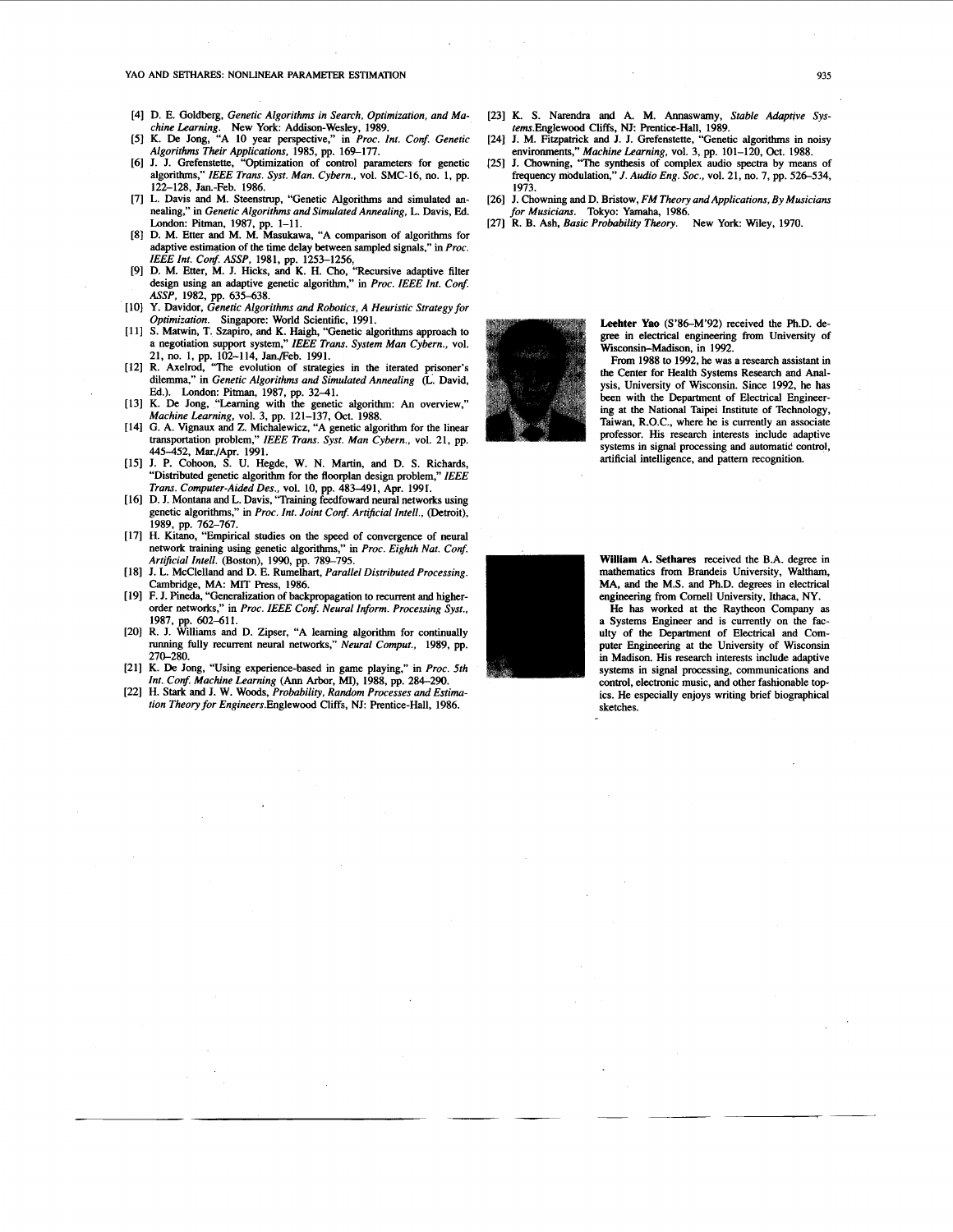[4] D. E. Goldberg, *Genetic Algorithms in Search, Optimization, and Machine Learning*. New York: Addison-Wesley, 1989.

[5] K. De Jong, "A 10 year perspective," in *Proc. Int. Conf. Genetic Algorithms Their Applications*, 1985, pp. 169–177.

[6] J. J. Grefenstette, "Optimization of control parameters for genetic algorithms," *IEEE Trans. Syst. Man. Cybern.*, vol. SMC-16, no. 1, pp. 122–128, Jan.-Feb. 1986.

[7] L. Davis and M. Steenstrup, "Genetic Algorithms and simulated annealing," in *Genetic Algorithms and Simulated Annealing*, L. Davis, Ed. London: Pitman, 1987, pp. 1–11.

[8] D. M. Etter and M. M. Masukawa, "A comparison of algorithms for adaptive estimation of the time delay between sampled signals," in *Proc. IEEE Int. Conf. ASSP*, 1981, pp. 1253–1256.

[9] D. M. Etter, M. J. Hicks, and K. H. Cho, "Recursive adaptive filter design using an adaptive genetic algorithm," in *Proc. IEEE Int. Conf. ASSP*, 1982, pp. 635–638.

[10] Y. Davidor, *Genetic Algorithms and Robotics, A Heuristic Strategy for Optimization*. Singapore: World Scientific, 1991.

[11] S. Matwin, T. Szapiro, and K. Haigh, "Genetic algorithms approach to a negotiation support system," *IEEE Trans. System Man Cybern.*, vol. 21, no. 1, pp. 102–114, Jan./Feb. 1991.

[12] R. Axelrod, "The evolution of strategies in the iterated prisoner's dilemma," in *Genetic Algorithms and Simulated Annealing* (L. David, Ed.). London: Pitman, 1987, pp. 32–41.

[13] K. De Jong, "Learning with the genetic algorithm: An overview," *Machine Learning*, vol. 3, pp. 121–137, Oct. 1988.

[14] G. A. Vignaux and Z. Michalewicz, "A genetic algorithm for the linear transportation problem," *IEEE Trans. Syst. Man Cybern.*, vol. 21, pp. 445–452, Mar./Apr. 1991.

[15] J. P. Cohoon, S. U. Hegde, W. N. Martin, and D. S. Richards, "Distributed genetic algorithm for the floorplan design problem," *IEEE Trans. Computer-Aided Des.*, vol. 10, pp. 483–491, Apr. 1991.

[16] D. J. Montana and L. Davis, "Training feedfoward neural networks using genetic algorithms," in *Proc. Int. Joint Conf. Artificial Intell.*, (Detroit), 1989, pp. 762–767.

[17] H. Kitano, "Empirical studies on the speed of convergence of neural network training using genetic algorithms," in *Proc. Eighth Nat. Conf. Artificial Intell.* (Boston), 1990, pp. 789–795.

[18] J. L. McClelland and D. E. Rumelhart, *Parallel Distributed Processing*. Cambridge, MA: MIT Press, 1986.

[19] F. J. Pineda, "Generalization of backpropagation to recurrent and higher-order networks," in *Proc. IEEE Conf. Neural Inform. Processing Syst.*, 1987, pp. 602–611.

[20] R. J. Williams and D. Zipser, "A learning algorithm for continually running fully recurrent neural networks," *Neural Comput.*, 1989, pp. 270–280.

[21] K. De Jong, "Using experience-based in game playing," in *Proc. 5th Int. Conf. Machine Learning* (Ann Arbor, MI), 1988, pp. 284–290.

[22] H. Stark and J. W. Woods, *Probability, Random Processes and Estimation Theory for Engineers*.Englewood Cliffs, NJ: Prentice-Hall, 1986.

[23] K. S. Narendra and A. M. Annaswamy, *Stable Adaptive Systems*.Englewood Cliffs, NJ: Prentice-Hall, 1989.

[24] J. M. Fitzpatrick and J. J. Grefenstette, "Genetic algorithms in noisy environments," *Machine Learning*, vol. 3, pp. 101–120, Oct. 1988.

[25] J. Chowning, "The synthesis of complex audio spectra by means of frequency modulation," *J. Audio Eng. Soc.*, vol. 21, no. 7, pp. 526–534, 1973.

[26] J. Chowning and D. Bristow, *FM Theory and Applications, By Musicians for Musicians*. Tokyo: Yamaha, 1986.

[27] R. B. Ash, *Basic Probability Theory*. New York: Wiley, 1970.

**Leehter Yao** (S'86–M'92) received the Ph.D. degree in electrical engineering from University of Wisconsin–Madison, in 1992.

From 1988 to 1992, he was a research assistant in the Center for Health Systems Research and Analysis, University of Wisconsin. Since 1992, he has been with the Department of Electrical Engineering at the National Taipei Institute of Technology, Taiwan, R.O.C., where he is currently an associate professor. His research interests include adaptive systems in signal processing and automatic control, artificial intelligence, and pattern recognition.

**William A. Sethares** received the B.A. degree in mathematics from Brandeis University, Waltham, MA, and the M.S. and Ph.D. degrees in electrical engineering from Cornell University, Ithaca, NY.

He has worked at the Raytheon Company as a Systems Engineer and is currently on the faculty of the Department of Electrical and Computer Engineering at the University of Wisconsin in Madison. His research interests include adaptive systems in signal processing, communications and control, electronic music, and other fashionable topics. He especially enjoys writing brief biographical sketches.